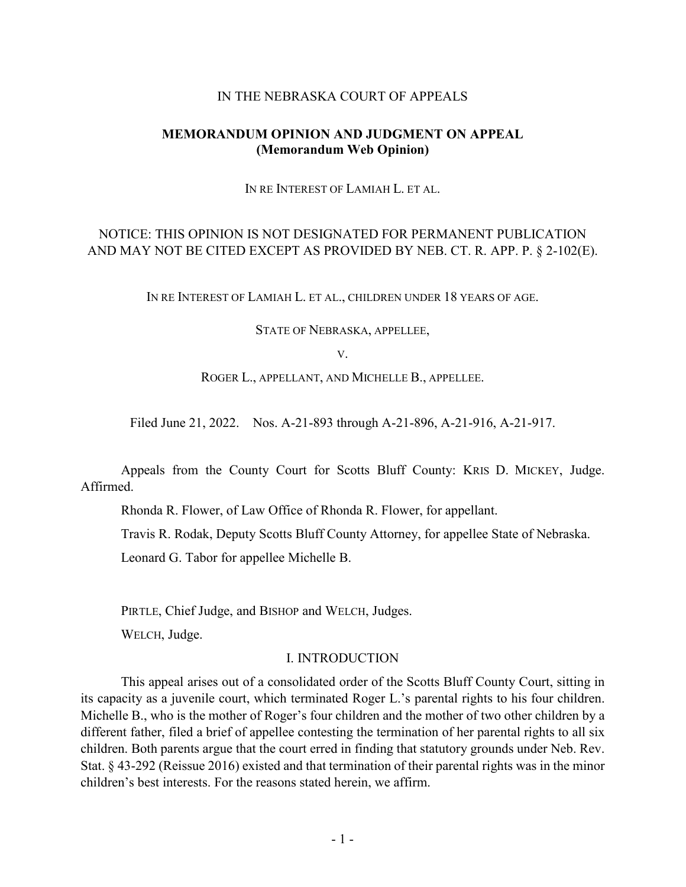IN THE NEBRASKA COURT OF APPEALS

**MEMORANDUM OPINION AND JUDGMENT ON APPEAL (Memorandum Web Opinion)**

IN RE INTEREST OF LAMIAH L. ET AL.

NOTICE: THIS OPINION IS NOT DESIGNATED FOR PERMANENT PUBLICATION AND MAY NOT BE CITED EXCEPT AS PROVIDED BY NEB. CT. R. APP. P. § 2-102(E).

IN RE INTEREST OF LAMIAH L. ET AL., CHILDREN UNDER 18 YEARS OF AGE.

STATE OF NEBRASKA, APPELLEE,

V.

ROGER L., APPELLANT, AND MICHELLE B., APPELLEE.

Filed June 21, 2022. Nos. A-21-893 through A-21-896, A-21-916, A-21-917.

Appeals from the County Court for Scotts Bluff County: KRIS D. MICKEY, Judge. Affirmed.

Rhonda R. Flower, of Law Office of Rhonda R. Flower, for appellant.

Travis R. Rodak, Deputy Scotts Bluff County Attorney, for appellee State of Nebraska.

Leonard G. Tabor for appellee Michelle B.

PIRTLE, Chief Judge, and BISHOP and WELCH, Judges.

WELCH, Judge.

## I. INTRODUCTION

This appeal arises out of a consolidated order of the Scotts Bluff County Court, sitting in its capacity as a juvenile court, which terminated Roger L.'s parental rights to his four children. Michelle B., who is the mother of Roger's four children and the mother of two other children by a different father, filed a brief of appellee contesting the termination of her parental rights to all six children. Both parents argue that the court erred in finding that statutory grounds under Neb. Rev. Stat. § 43-292 (Reissue 2016) existed and that termination of their parental rights was in the minor children's best interests. For the reasons stated herein, we affirm.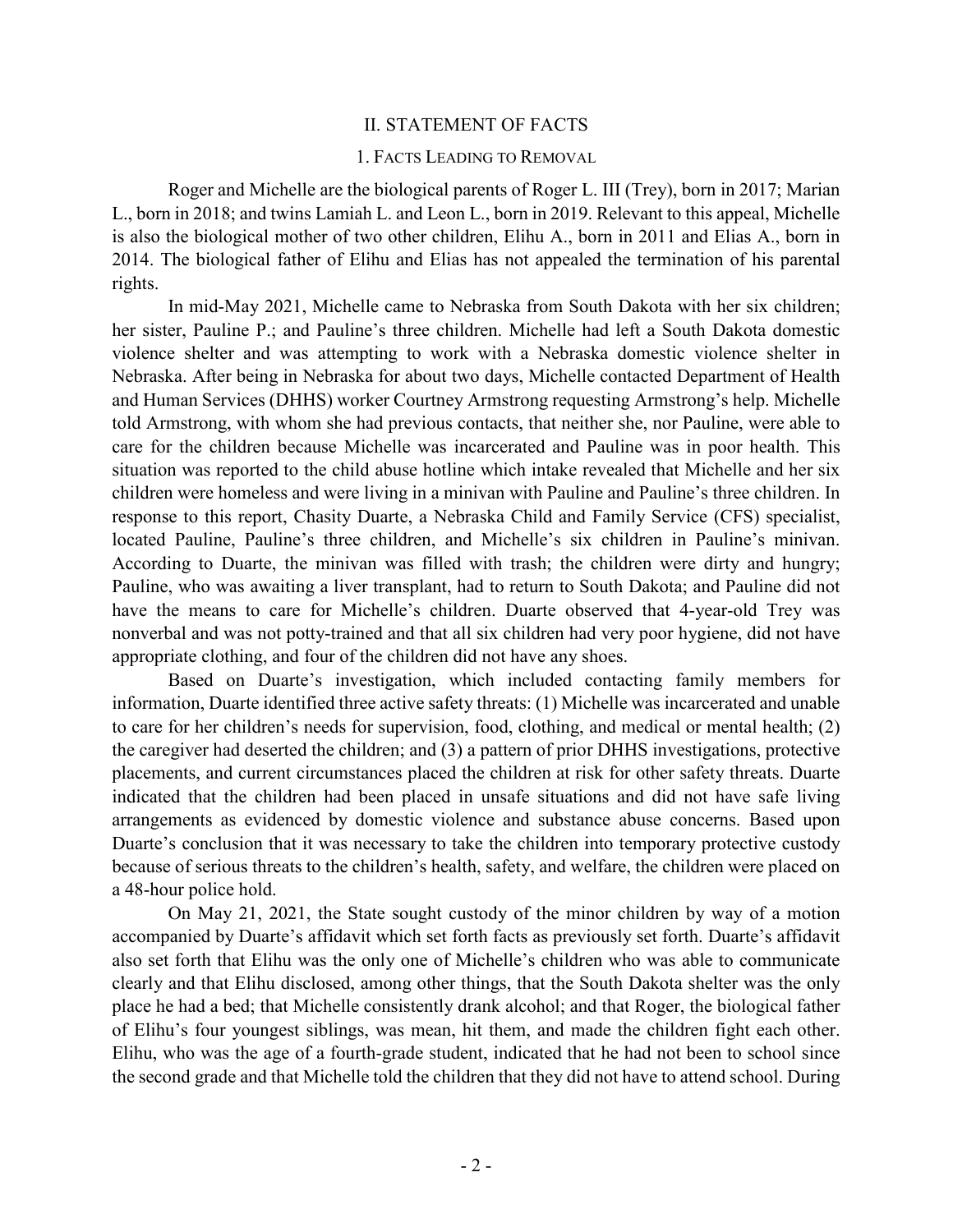## II. STATEMENT OF FACTS

### 1. FACTS LEADING TO REMOVAL

Roger and Michelle are the biological parents of Roger L. III (Trey), born in 2017; Marian L., born in 2018; and twins Lamiah L. and Leon L., born in 2019. Relevant to this appeal, Michelle is also the biological mother of two other children, Elihu A., born in 2011 and Elias A., born in 2014. The biological father of Elihu and Elias has not appealed the termination of his parental rights.

In mid-May 2021, Michelle came to Nebraska from South Dakota with her six children; her sister, Pauline P.; and Pauline's three children. Michelle had left a South Dakota domestic violence shelter and was attempting to work with a Nebraska domestic violence shelter in Nebraska. After being in Nebraska for about two days, Michelle contacted Department of Health and Human Services (DHHS) worker Courtney Armstrong requesting Armstrong's help. Michelle told Armstrong, with whom she had previous contacts, that neither she, nor Pauline, were able to care for the children because Michelle was incarcerated and Pauline was in poor health. This situation was reported to the child abuse hotline which intake revealed that Michelle and her six children were homeless and were living in a minivan with Pauline and Pauline's three children. In response to this report, Chasity Duarte, a Nebraska Child and Family Service (CFS) specialist, located Pauline, Pauline's three children, and Michelle's six children in Pauline's minivan. According to Duarte, the minivan was filled with trash; the children were dirty and hungry; Pauline, who was awaiting a liver transplant, had to return to South Dakota; and Pauline did not have the means to care for Michelle's children. Duarte observed that 4-year-old Trey was nonverbal and was not potty-trained and that all six children had very poor hygiene, did not have appropriate clothing, and four of the children did not have any shoes.

Based on Duarte's investigation, which included contacting family members for information, Duarte identified three active safety threats: (1) Michelle was incarcerated and unable to care for her children's needs for supervision, food, clothing, and medical or mental health; (2) the caregiver had deserted the children; and (3) a pattern of prior DHHS investigations, protective placements, and current circumstances placed the children at risk for other safety threats. Duarte indicated that the children had been placed in unsafe situations and did not have safe living arrangements as evidenced by domestic violence and substance abuse concerns. Based upon Duarte's conclusion that it was necessary to take the children into temporary protective custody because of serious threats to the children's health, safety, and welfare, the children were placed on a 48-hour police hold.

On May 21, 2021, the State sought custody of the minor children by way of a motion accompanied by Duarte's affidavit which set forth facts as previously set forth. Duarte's affidavit also set forth that Elihu was the only one of Michelle's children who was able to communicate clearly and that Elihu disclosed, among other things, that the South Dakota shelter was the only place he had a bed; that Michelle consistently drank alcohol; and that Roger, the biological father of Elihu's four youngest siblings, was mean, hit them, and made the children fight each other. Elihu, who was the age of a fourth-grade student, indicated that he had not been to school since the second grade and that Michelle told the children that they did not have to attend school. During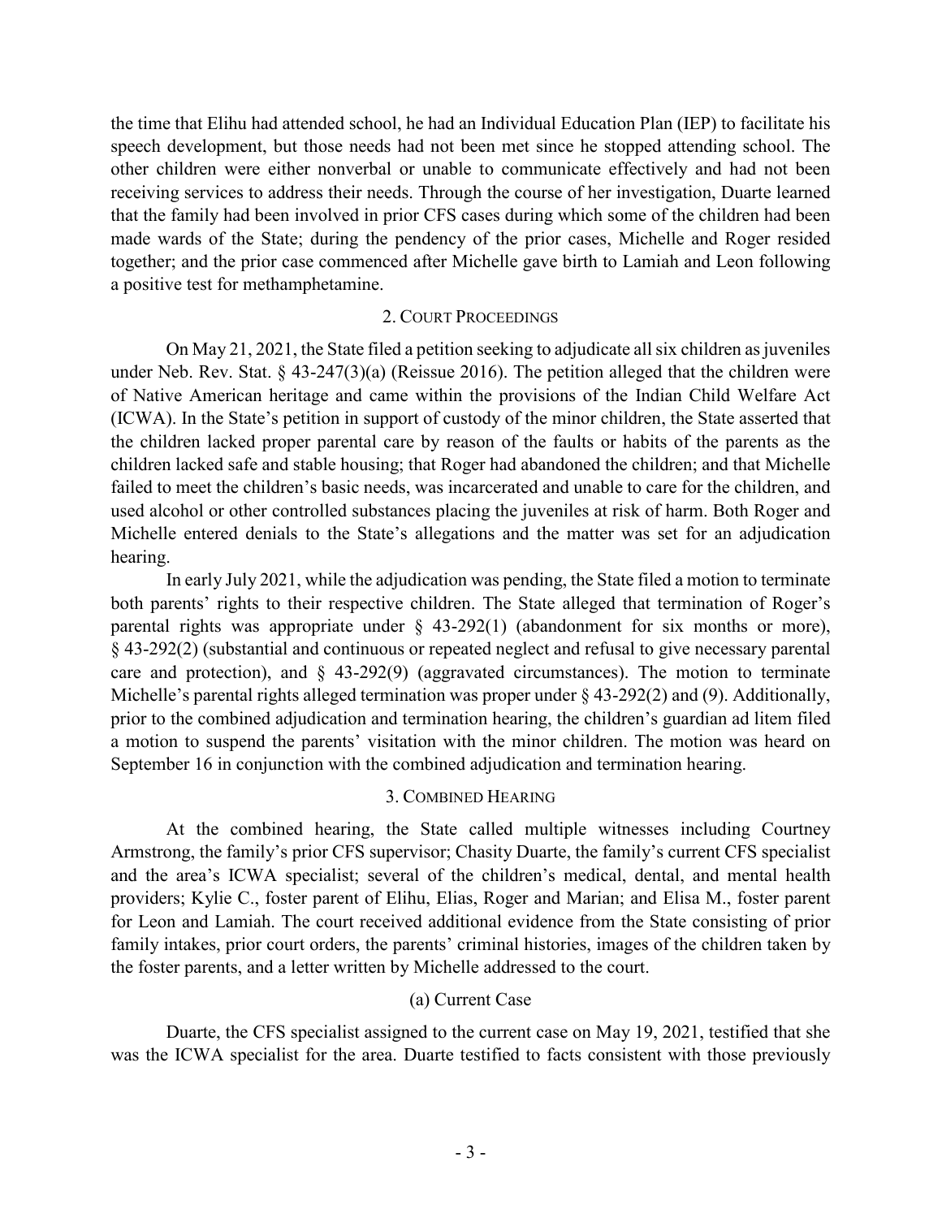the time that Elihu had attended school, he had an Individual Education Plan (IEP) to facilitate his speech development, but those needs had not been met since he stopped attending school. The other children were either nonverbal or unable to communicate effectively and had not been receiving services to address their needs. Through the course of her investigation, Duarte learned that the family had been involved in prior CFS cases during which some of the children had been made wards of the State; during the pendency of the prior cases, Michelle and Roger resided together; and the prior case commenced after Michelle gave birth to Lamiah and Leon following a positive test for methamphetamine.

### 2. COURT PROCEEDINGS

On May 21, 2021, the State filed a petition seeking to adjudicate all six children as juveniles under Neb. Rev. Stat. § 43-247(3)(a) (Reissue 2016). The petition alleged that the children were of Native American heritage and came within the provisions of the Indian Child Welfare Act (ICWA). In the State's petition in support of custody of the minor children, the State asserted that the children lacked proper parental care by reason of the faults or habits of the parents as the children lacked safe and stable housing; that Roger had abandoned the children; and that Michelle failed to meet the children's basic needs, was incarcerated and unable to care for the children, and used alcohol or other controlled substances placing the juveniles at risk of harm. Both Roger and Michelle entered denials to the State's allegations and the matter was set for an adjudication hearing.

In early July 2021, while the adjudication was pending, the State filed a motion to terminate both parents' rights to their respective children. The State alleged that termination of Roger's parental rights was appropriate under § 43-292(1) (abandonment for six months or more), § 43-292(2) (substantial and continuous or repeated neglect and refusal to give necessary parental care and protection), and § 43-292(9) (aggravated circumstances). The motion to terminate Michelle's parental rights alleged termination was proper under § 43-292(2) and (9). Additionally, prior to the combined adjudication and termination hearing, the children's guardian ad litem filed a motion to suspend the parents' visitation with the minor children. The motion was heard on September 16 in conjunction with the combined adjudication and termination hearing.

### 3. COMBINED HEARING

At the combined hearing, the State called multiple witnesses including Courtney Armstrong, the family's prior CFS supervisor; Chasity Duarte, the family's current CFS specialist and the area's ICWA specialist; several of the children's medical, dental, and mental health providers; Kylie C., foster parent of Elihu, Elias, Roger and Marian; and Elisa M., foster parent for Leon and Lamiah. The court received additional evidence from the State consisting of prior family intakes, prior court orders, the parents' criminal histories, images of the children taken by the foster parents, and a letter written by Michelle addressed to the court.

#### (a) Current Case

Duarte, the CFS specialist assigned to the current case on May 19, 2021, testified that she was the ICWA specialist for the area. Duarte testified to facts consistent with those previously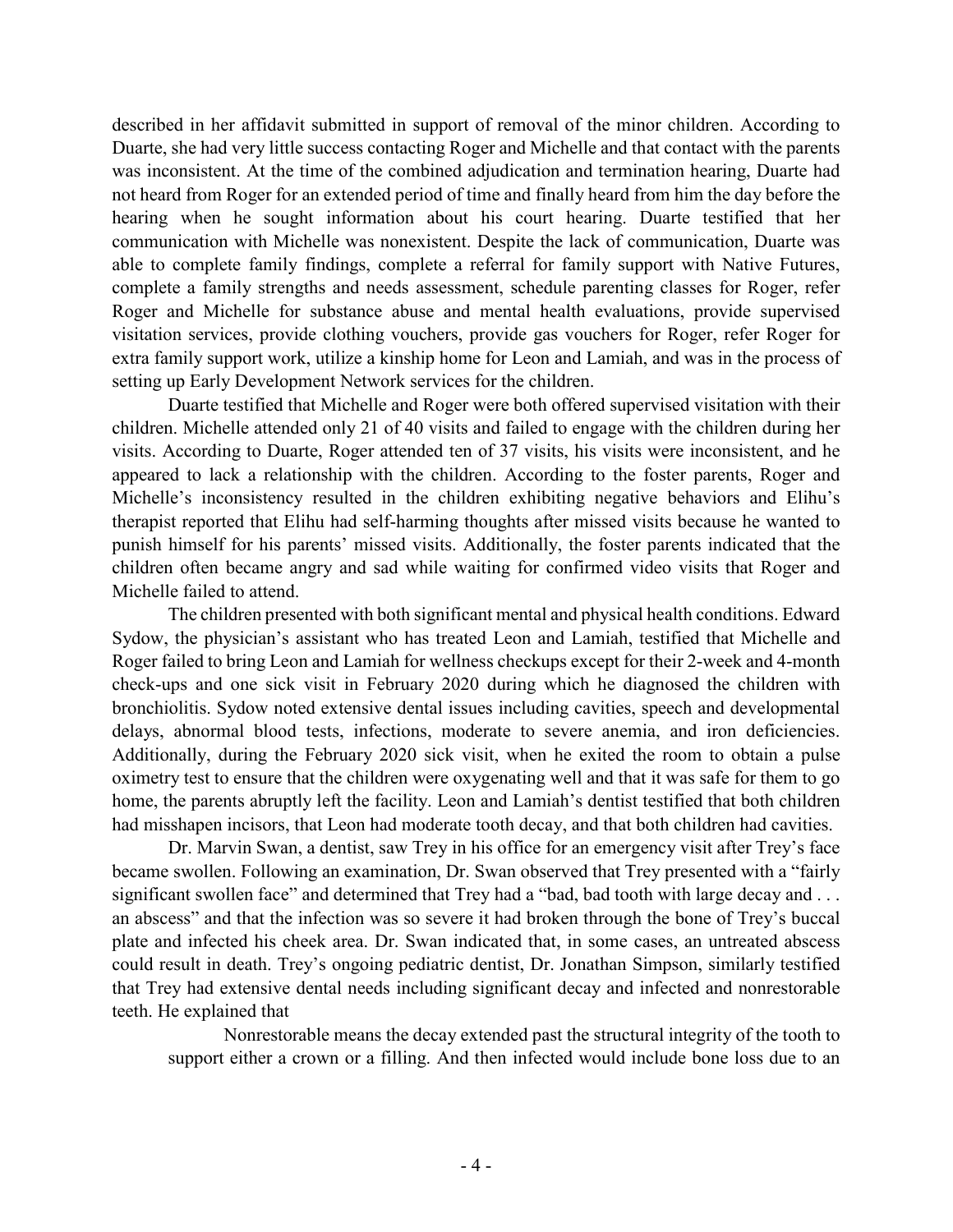described in her affidavit submitted in support of removal of the minor children. According to Duarte, she had very little success contacting Roger and Michelle and that contact with the parents was inconsistent. At the time of the combined adjudication and termination hearing, Duarte had not heard from Roger for an extended period of time and finally heard from him the day before the hearing when he sought information about his court hearing. Duarte testified that her communication with Michelle was nonexistent. Despite the lack of communication, Duarte was able to complete family findings, complete a referral for family support with Native Futures, complete a family strengths and needs assessment, schedule parenting classes for Roger, refer Roger and Michelle for substance abuse and mental health evaluations, provide supervised visitation services, provide clothing vouchers, provide gas vouchers for Roger, refer Roger for extra family support work, utilize a kinship home for Leon and Lamiah, and was in the process of setting up Early Development Network services for the children.

Duarte testified that Michelle and Roger were both offered supervised visitation with their children. Michelle attended only 21 of 40 visits and failed to engage with the children during her visits. According to Duarte, Roger attended ten of 37 visits, his visits were inconsistent, and he appeared to lack a relationship with the children. According to the foster parents, Roger and Michelle's inconsistency resulted in the children exhibiting negative behaviors and Elihu's therapist reported that Elihu had self-harming thoughts after missed visits because he wanted to punish himself for his parents' missed visits. Additionally, the foster parents indicated that the children often became angry and sad while waiting for confirmed video visits that Roger and Michelle failed to attend.

The children presented with both significant mental and physical health conditions. Edward Sydow, the physician's assistant who has treated Leon and Lamiah, testified that Michelle and Roger failed to bring Leon and Lamiah for wellness checkups except for their 2-week and 4-month check-ups and one sick visit in February 2020 during which he diagnosed the children with bronchiolitis. Sydow noted extensive dental issues including cavities, speech and developmental delays, abnormal blood tests, infections, moderate to severe anemia, and iron deficiencies. Additionally, during the February 2020 sick visit, when he exited the room to obtain a pulse oximetry test to ensure that the children were oxygenating well and that it was safe for them to go home, the parents abruptly left the facility. Leon and Lamiah's dentist testified that both children had misshapen incisors, that Leon had moderate tooth decay, and that both children had cavities.

Dr. Marvin Swan, a dentist, saw Trey in his office for an emergency visit after Trey's face became swollen. Following an examination, Dr. Swan observed that Trey presented with a "fairly significant swollen face" and determined that Trey had a "bad, bad tooth with large decay and . . . an abscess" and that the infection was so severe it had broken through the bone of Trey's buccal plate and infected his cheek area. Dr. Swan indicated that, in some cases, an untreated abscess could result in death. Trey's ongoing pediatric dentist, Dr. Jonathan Simpson, similarly testified that Trey had extensive dental needs including significant decay and infected and nonrestorable teeth. He explained that

> Nonrestorable means the decay extended past the structural integrity of the tooth to support either a crown or a filling. And then infected would include bone loss due to an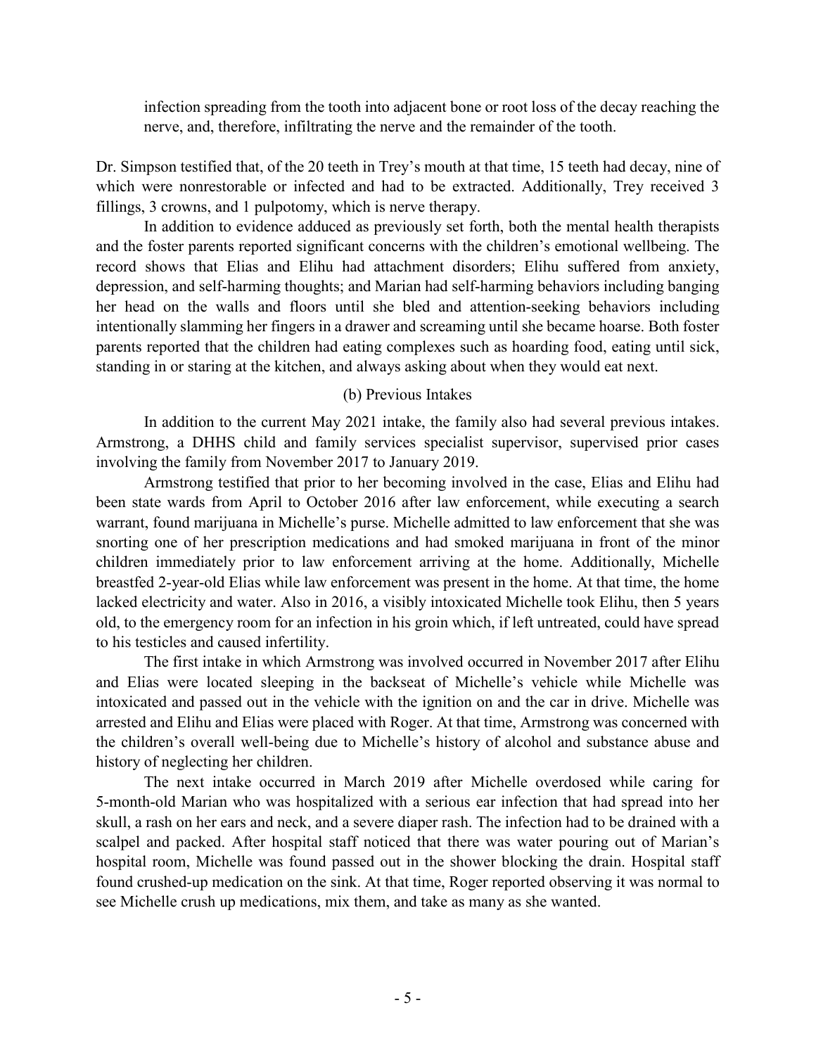infection spreading from the tooth into adjacent bone or root loss of the decay reaching the nerve, and, therefore, infiltrating the nerve and the remainder of the tooth.

Dr. Simpson testified that, of the 20 teeth in Trey's mouth at that time, 15 teeth had decay, nine of which were nonrestorable or infected and had to be extracted. Additionally, Trey received 3 fillings, 3 crowns, and 1 pulpotomy, which is nerve therapy.

In addition to evidence adduced as previously set forth, both the mental health therapists and the foster parents reported significant concerns with the children's emotional wellbeing. The record shows that Elias and Elihu had attachment disorders; Elihu suffered from anxiety, depression, and self-harming thoughts; and Marian had self-harming behaviors including banging her head on the walls and floors until she bled and attention-seeking behaviors including intentionally slamming her fingers in a drawer and screaming until she became hoarse. Both foster parents reported that the children had eating complexes such as hoarding food, eating until sick, standing in or staring at the kitchen, and always asking about when they would eat next.

(b) Previous Intakes

In addition to the current May 2021 intake, the family also had several previous intakes. Armstrong, a DHHS child and family services specialist supervisor, supervised prior cases involving the family from November 2017 to January 2019.

Armstrong testified that prior to her becoming involved in the case, Elias and Elihu had been state wards from April to October 2016 after law enforcement, while executing a search warrant, found marijuana in Michelle's purse. Michelle admitted to law enforcement that she was snorting one of her prescription medications and had smoked marijuana in front of the minor children immediately prior to law enforcement arriving at the home. Additionally, Michelle breastfed 2-year-old Elias while law enforcement was present in the home. At that time, the home lacked electricity and water. Also in 2016, a visibly intoxicated Michelle took Elihu, then 5 years old, to the emergency room for an infection in his groin which, if left untreated, could have spread to his testicles and caused infertility.

The first intake in which Armstrong was involved occurred in November 2017 after Elihu and Elias were located sleeping in the backseat of Michelle's vehicle while Michelle was intoxicated and passed out in the vehicle with the ignition on and the car in drive. Michelle was arrested and Elihu and Elias were placed with Roger. At that time, Armstrong was concerned with the children's overall well-being due to Michelle's history of alcohol and substance abuse and history of neglecting her children.

The next intake occurred in March 2019 after Michelle overdosed while caring for 5-month-old Marian who was hospitalized with a serious ear infection that had spread into her skull, a rash on her ears and neck, and a severe diaper rash. The infection had to be drained with a scalpel and packed. After hospital staff noticed that there was water pouring out of Marian's hospital room, Michelle was found passed out in the shower blocking the drain. Hospital staff found crushed-up medication on the sink. At that time, Roger reported observing it was normal to see Michelle crush up medications, mix them, and take as many as she wanted.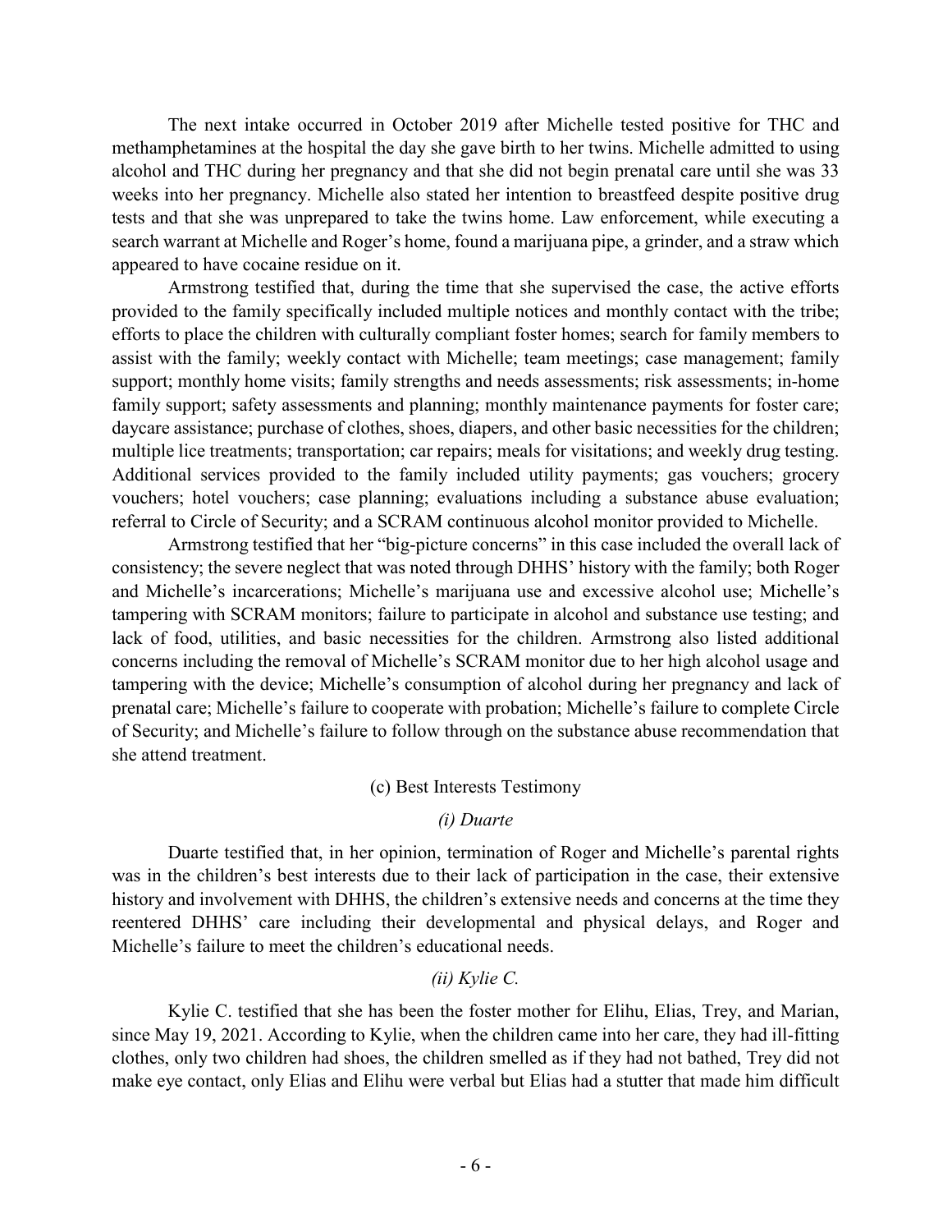The next intake occurred in October 2019 after Michelle tested positive for THC and methamphetamines at the hospital the day she gave birth to her twins. Michelle admitted to using alcohol and THC during her pregnancy and that she did not begin prenatal care until she was 33 weeks into her pregnancy. Michelle also stated her intention to breastfeed despite positive drug tests and that she was unprepared to take the twins home. Law enforcement, while executing a search warrant at Michelle and Roger's home, found a marijuana pipe, a grinder, and a straw which appeared to have cocaine residue on it.

Armstrong testified that, during the time that she supervised the case, the active efforts provided to the family specifically included multiple notices and monthly contact with the tribe; efforts to place the children with culturally compliant foster homes; search for family members to assist with the family; weekly contact with Michelle; team meetings; case management; family support; monthly home visits; family strengths and needs assessments; risk assessments; in-home family support; safety assessments and planning; monthly maintenance payments for foster care; daycare assistance; purchase of clothes, shoes, diapers, and other basic necessities for the children; multiple lice treatments; transportation; car repairs; meals for visitations; and weekly drug testing. Additional services provided to the family included utility payments; gas vouchers; grocery vouchers; hotel vouchers; case planning; evaluations including a substance abuse evaluation; referral to Circle of Security; and a SCRAM continuous alcohol monitor provided to Michelle.

Armstrong testified that her "big-picture concerns" in this case included the overall lack of consistency; the severe neglect that was noted through DHHS' history with the family; both Roger and Michelle's incarcerations; Michelle's marijuana use and excessive alcohol use; Michelle's tampering with SCRAM monitors; failure to participate in alcohol and substance use testing; and lack of food, utilities, and basic necessities for the children. Armstrong also listed additional concerns including the removal of Michelle's SCRAM monitor due to her high alcohol usage and tampering with the device; Michelle's consumption of alcohol during her pregnancy and lack of prenatal care; Michelle's failure to cooperate with probation; Michelle's failure to complete Circle of Security; and Michelle's failure to follow through on the substance abuse recommendation that she attend treatment.

(c) Best Interests Testimony

*(i) Duarte*

Duarte testified that, in her opinion, termination of Roger and Michelle's parental rights was in the children's best interests due to their lack of participation in the case, their extensive history and involvement with DHHS, the children's extensive needs and concerns at the time they reentered DHHS' care including their developmental and physical delays, and Roger and Michelle's failure to meet the children's educational needs.

*(ii) Kylie C.*

Kylie C. testified that she has been the foster mother for Elihu, Elias, Trey, and Marian, since May 19, 2021. According to Kylie, when the children came into her care, they had ill-fitting clothes, only two children had shoes, the children smelled as if they had not bathed, Trey did not make eye contact, only Elias and Elihu were verbal but Elias had a stutter that made him difficult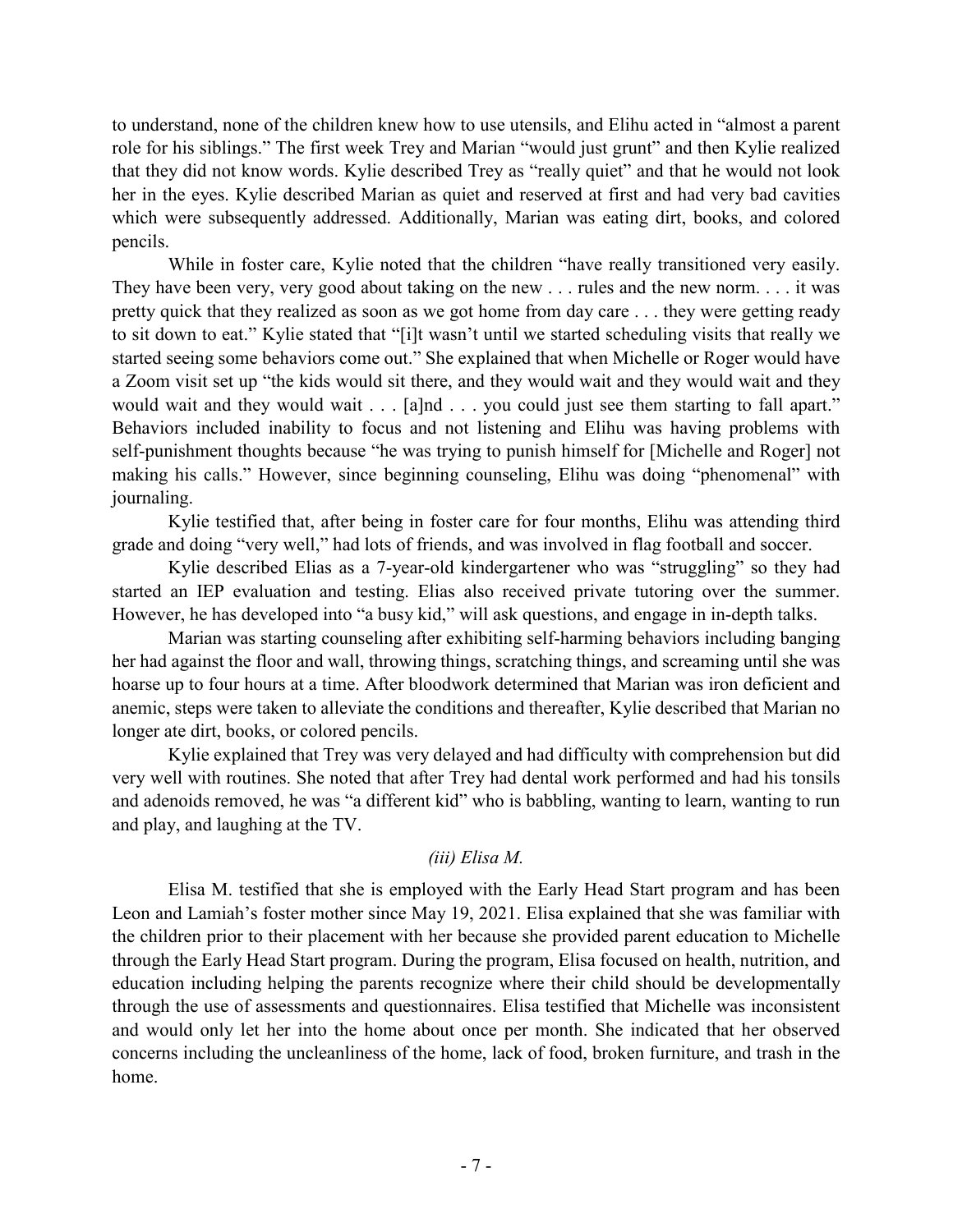to understand, none of the children knew how to use utensils, and Elihu acted in "almost a parent role for his siblings." The first week Trey and Marian "would just grunt" and then Kylie realized that they did not know words. Kylie described Trey as "really quiet" and that he would not look her in the eyes. Kylie described Marian as quiet and reserved at first and had very bad cavities which were subsequently addressed. Additionally, Marian was eating dirt, books, and colored pencils.

While in foster care, Kylie noted that the children "have really transitioned very easily. They have been very, very good about taking on the new . . . rules and the new norm. . . . it was pretty quick that they realized as soon as we got home from day care . . . they were getting ready to sit down to eat." Kylie stated that "[i]t wasn't until we started scheduling visits that really we started seeing some behaviors come out." She explained that when Michelle or Roger would have a Zoom visit set up "the kids would sit there, and they would wait and they would wait and they would wait and they would wait . . . [a]nd . . . you could just see them starting to fall apart." Behaviors included inability to focus and not listening and Elihu was having problems with self-punishment thoughts because "he was trying to punish himself for [Michelle and Roger] not making his calls." However, since beginning counseling, Elihu was doing "phenomenal" with journaling.

Kylie testified that, after being in foster care for four months, Elihu was attending third grade and doing "very well," had lots of friends, and was involved in flag football and soccer.

Kylie described Elias as a 7-year-old kindergartener who was "struggling" so they had started an IEP evaluation and testing. Elias also received private tutoring over the summer. However, he has developed into "a busy kid," will ask questions, and engage in in-depth talks.

Marian was starting counseling after exhibiting self-harming behaviors including banging her had against the floor and wall, throwing things, scratching things, and screaming until she was hoarse up to four hours at a time. After bloodwork determined that Marian was iron deficient and anemic, steps were taken to alleviate the conditions and thereafter, Kylie described that Marian no longer ate dirt, books, or colored pencils.

Kylie explained that Trey was very delayed and had difficulty with comprehension but did very well with routines. She noted that after Trey had dental work performed and had his tonsils and adenoids removed, he was "a different kid" who is babbling, wanting to learn, wanting to run and play, and laughing at the TV.

*(iii) Elisa M.*

Elisa M. testified that she is employed with the Early Head Start program and has been Leon and Lamiah's foster mother since May 19, 2021. Elisa explained that she was familiar with the children prior to their placement with her because she provided parent education to Michelle through the Early Head Start program. During the program, Elisa focused on health, nutrition, and education including helping the parents recognize where their child should be developmentally through the use of assessments and questionnaires. Elisa testified that Michelle was inconsistent and would only let her into the home about once per month. She indicated that her observed concerns including the uncleanliness of the home, lack of food, broken furniture, and trash in the home.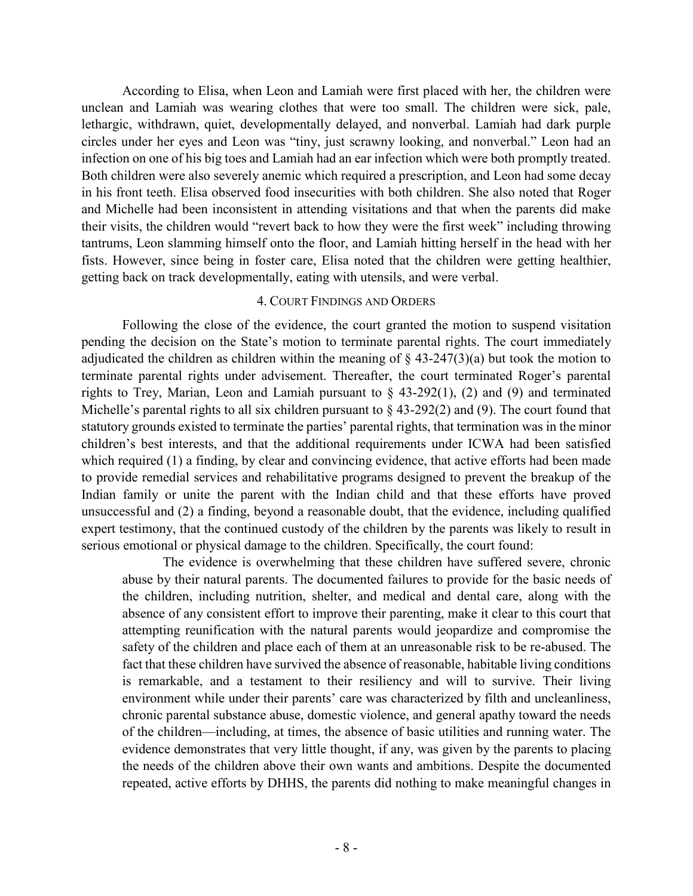According to Elisa, when Leon and Lamiah were first placed with her, the children were unclean and Lamiah was wearing clothes that were too small. The children were sick, pale, lethargic, withdrawn, quiet, developmentally delayed, and nonverbal. Lamiah had dark purple circles under her eyes and Leon was "tiny, just scrawny looking, and nonverbal." Leon had an infection on one of his big toes and Lamiah had an ear infection which were both promptly treated. Both children were also severely anemic which required a prescription, and Leon had some decay in his front teeth. Elisa observed food insecurities with both children. She also noted that Roger and Michelle had been inconsistent in attending visitations and that when the parents did make their visits, the children would "revert back to how they were the first week" including throwing tantrums, Leon slamming himself onto the floor, and Lamiah hitting herself in the head with her fists. However, since being in foster care, Elisa noted that the children were getting healthier, getting back on track developmentally, eating with utensils, and were verbal.

### 4. COURT FINDINGS AND ORDERS

Following the close of the evidence, the court granted the motion to suspend visitation pending the decision on the State's motion to terminate parental rights. The court immediately adjudicated the children as children within the meaning of § 43-247(3)(a) but took the motion to terminate parental rights under advisement. Thereafter, the court terminated Roger's parental rights to Trey, Marian, Leon and Lamiah pursuant to § 43-292(1), (2) and (9) and terminated Michelle's parental rights to all six children pursuant to § 43-292(2) and (9). The court found that statutory grounds existed to terminate the parties' parental rights, that termination was in the minor children's best interests, and that the additional requirements under ICWA had been satisfied which required (1) a finding, by clear and convincing evidence, that active efforts had been made to provide remedial services and rehabilitative programs designed to prevent the breakup of the Indian family or unite the parent with the Indian child and that these efforts have proved unsuccessful and (2) a finding, beyond a reasonable doubt, that the evidence, including qualified expert testimony, that the continued custody of the children by the parents was likely to result in serious emotional or physical damage to the children. Specifically, the court found:

> The evidence is overwhelming that these children have suffered severe, chronic abuse by their natural parents. The documented failures to provide for the basic needs of the children, including nutrition, shelter, and medical and dental care, along with the absence of any consistent effort to improve their parenting, make it clear to this court that attempting reunification with the natural parents would jeopardize and compromise the safety of the children and place each of them at an unreasonable risk to be re-abused. The fact that these children have survived the absence of reasonable, habitable living conditions is remarkable, and a testament to their resiliency and will to survive. Their living environment while under their parents' care was characterized by filth and uncleanliness, chronic parental substance abuse, domestic violence, and general apathy toward the needs of the children—including, at times, the absence of basic utilities and running water. The evidence demonstrates that very little thought, if any, was given by the parents to placing the needs of the children above their own wants and ambitions. Despite the documented repeated, active efforts by DHHS, the parents did nothing to make meaningful changes in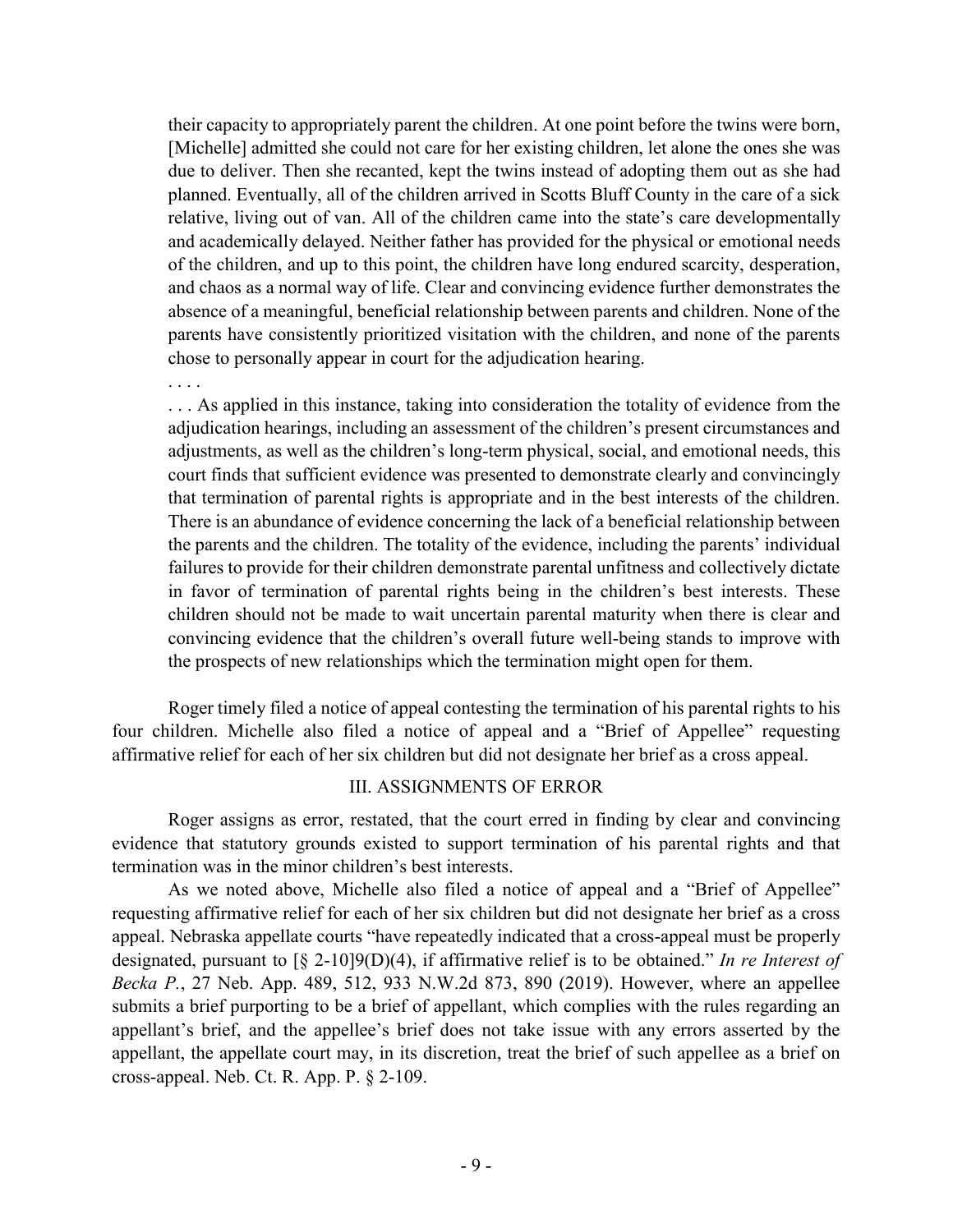> their capacity to appropriately parent the children. At one point before the twins were born, [Michelle] admitted she could not care for her existing children, let alone the ones she was due to deliver. Then she recanted, kept the twins instead of adopting them out as she had planned. Eventually, all of the children arrived in Scotts Bluff County in the care of a sick relative, living out of van. All of the children came into the state's care developmentally and academically delayed. Neither father has provided for the physical or emotional needs of the children, and up to this point, the children have long endured scarcity, desperation, and chaos as a normal way of life. Clear and convincing evidence further demonstrates the absence of a meaningful, beneficial relationship between parents and children. None of the parents have consistently prioritized visitation with the children, and none of the parents chose to personally appear in court for the adjudication hearing.
>
> . . . .
>
> . . . As applied in this instance, taking into consideration the totality of evidence from the adjudication hearings, including an assessment of the children's present circumstances and adjustments, as well as the children's long-term physical, social, and emotional needs, this court finds that sufficient evidence was presented to demonstrate clearly and convincingly that termination of parental rights is appropriate and in the best interests of the children. There is an abundance of evidence concerning the lack of a beneficial relationship between the parents and the children. The totality of the evidence, including the parents' individual failures to provide for their children demonstrate parental unfitness and collectively dictate in favor of termination of parental rights being in the children's best interests. These children should not be made to wait uncertain parental maturity when there is clear and convincing evidence that the children's overall future well-being stands to improve with the prospects of new relationships which the termination might open for them.

Roger timely filed a notice of appeal contesting the termination of his parental rights to his four children. Michelle also filed a notice of appeal and a "Brief of Appellee" requesting affirmative relief for each of her six children but did not designate her brief as a cross appeal.

## III. ASSIGNMENTS OF ERROR

Roger assigns as error, restated, that the court erred in finding by clear and convincing evidence that statutory grounds existed to support termination of his parental rights and that termination was in the minor children's best interests.

As we noted above, Michelle also filed a notice of appeal and a "Brief of Appellee" requesting affirmative relief for each of her six children but did not designate her brief as a cross appeal. Nebraska appellate courts "have repeatedly indicated that a cross-appeal must be properly designated, pursuant to [§ 2-10]9(D)(4), if affirmative relief is to be obtained." *In re Interest of Becka P.*, 27 Neb. App. 489, 512, 933 N.W.2d 873, 890 (2019). However, where an appellee submits a brief purporting to be a brief of appellant, which complies with the rules regarding an appellant's brief, and the appellee's brief does not take issue with any errors asserted by the appellant, the appellate court may, in its discretion, treat the brief of such appellee as a brief on cross-appeal. Neb. Ct. R. App. P. § 2-109.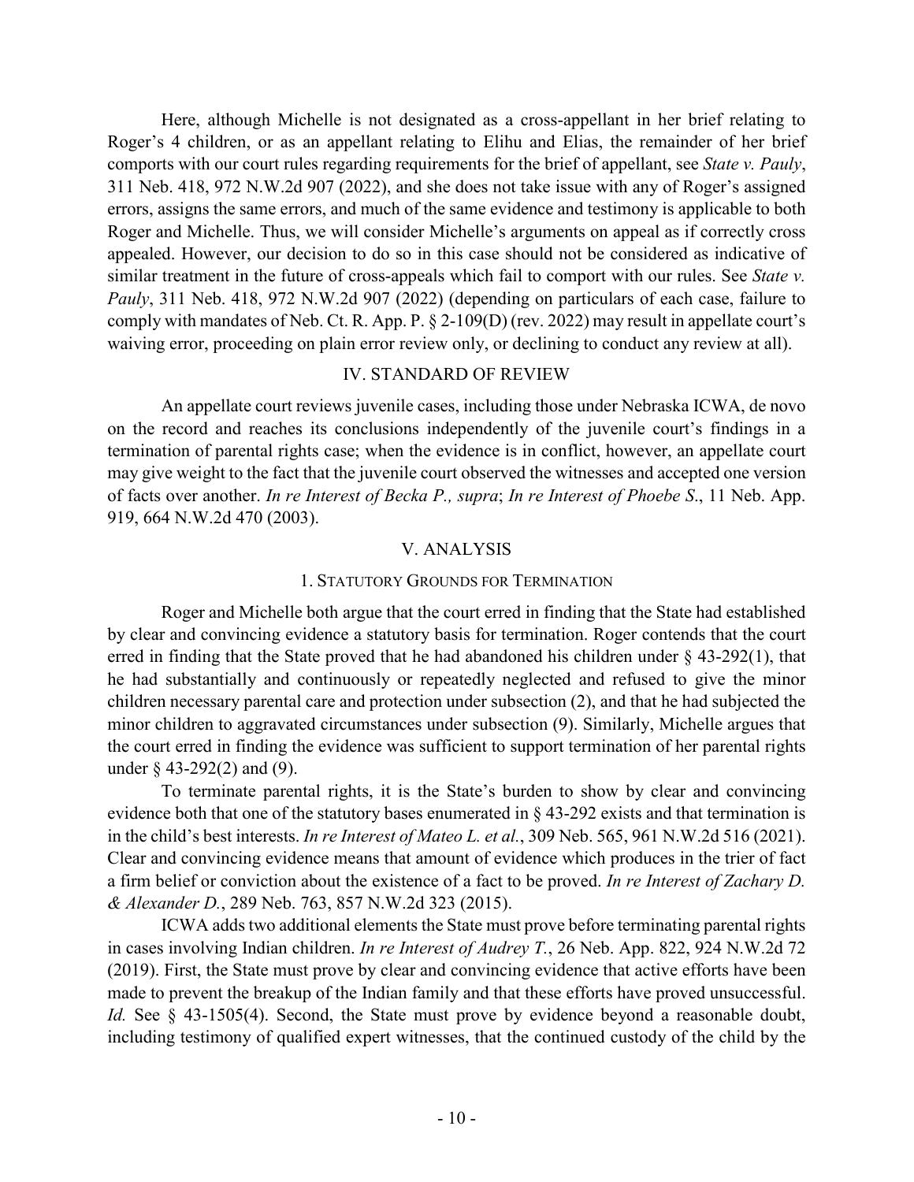Here, although Michelle is not designated as a cross-appellant in her brief relating to Roger's 4 children, or as an appellant relating to Elihu and Elias, the remainder of her brief comports with our court rules regarding requirements for the brief of appellant, see *State v. Pauly*, 311 Neb. 418, 972 N.W.2d 907 (2022), and she does not take issue with any of Roger's assigned errors, assigns the same errors, and much of the same evidence and testimony is applicable to both Roger and Michelle. Thus, we will consider Michelle's arguments on appeal as if correctly cross appealed. However, our decision to do so in this case should not be considered as indicative of similar treatment in the future of cross-appeals which fail to comport with our rules. See *State v. Pauly*, 311 Neb. 418, 972 N.W.2d 907 (2022) (depending on particulars of each case, failure to comply with mandates of Neb. Ct. R. App. P. § 2-109(D) (rev. 2022) may result in appellate court's waiving error, proceeding on plain error review only, or declining to conduct any review at all).

## IV. STANDARD OF REVIEW

An appellate court reviews juvenile cases, including those under Nebraska ICWA, de novo on the record and reaches its conclusions independently of the juvenile court's findings in a termination of parental rights case; when the evidence is in conflict, however, an appellate court may give weight to the fact that the juvenile court observed the witnesses and accepted one version of facts over another. *In re Interest of Becka P., supra*; *In re Interest of Phoebe S*., 11 Neb. App. 919, 664 N.W.2d 470 (2003).

## V. ANALYSIS

### 1. Statutory Grounds for Termination

Roger and Michelle both argue that the court erred in finding that the State had established by clear and convincing evidence a statutory basis for termination. Roger contends that the court erred in finding that the State proved that he had abandoned his children under § 43-292(1), that he had substantially and continuously or repeatedly neglected and refused to give the minor children necessary parental care and protection under subsection (2), and that he had subjected the minor children to aggravated circumstances under subsection (9). Similarly, Michelle argues that the court erred in finding the evidence was sufficient to support termination of her parental rights under § 43-292(2) and (9).

To terminate parental rights, it is the State's burden to show by clear and convincing evidence both that one of the statutory bases enumerated in § 43-292 exists and that termination is in the child's best interests. *In re Interest of Mateo L. et al.*, 309 Neb. 565, 961 N.W.2d 516 (2021). Clear and convincing evidence means that amount of evidence which produces in the trier of fact a firm belief or conviction about the existence of a fact to be proved. *In re Interest of Zachary D. & Alexander D.*, 289 Neb. 763, 857 N.W.2d 323 (2015).

ICWA adds two additional elements the State must prove before terminating parental rights in cases involving Indian children. *In re Interest of Audrey T.*, 26 Neb. App. 822, 924 N.W.2d 72 (2019). First, the State must prove by clear and convincing evidence that active efforts have been made to prevent the breakup of the Indian family and that these efforts have proved unsuccessful. *Id.* See § 43-1505(4). Second, the State must prove by evidence beyond a reasonable doubt, including testimony of qualified expert witnesses, that the continued custody of the child by the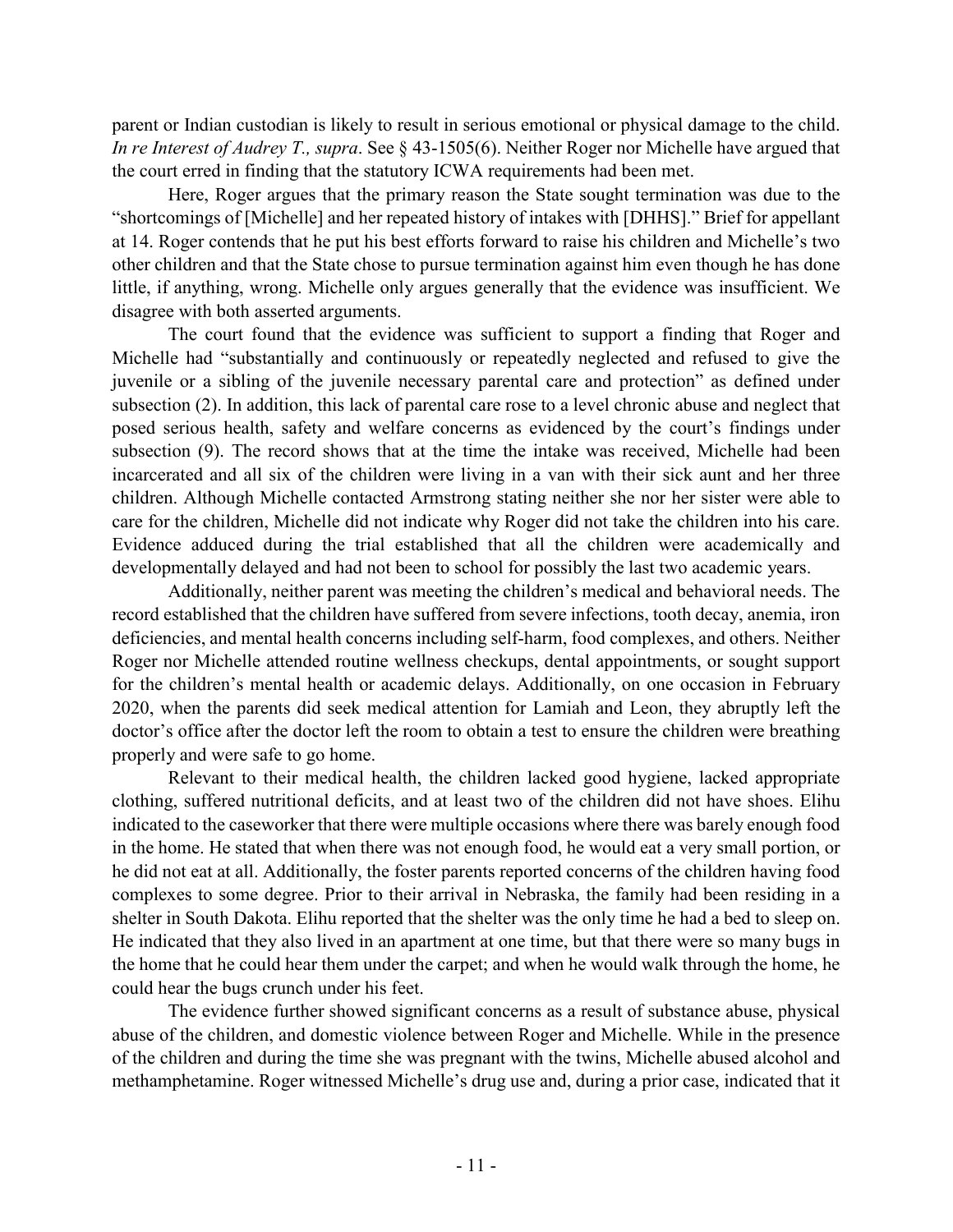parent or Indian custodian is likely to result in serious emotional or physical damage to the child. *In re Interest of Audrey T., supra*. See § 43-1505(6). Neither Roger nor Michelle have argued that the court erred in finding that the statutory ICWA requirements had been met.

Here, Roger argues that the primary reason the State sought termination was due to the "shortcomings of [Michelle] and her repeated history of intakes with [DHHS]." Brief for appellant at 14. Roger contends that he put his best efforts forward to raise his children and Michelle's two other children and that the State chose to pursue termination against him even though he has done little, if anything, wrong. Michelle only argues generally that the evidence was insufficient. We disagree with both asserted arguments.

The court found that the evidence was sufficient to support a finding that Roger and Michelle had "substantially and continuously or repeatedly neglected and refused to give the juvenile or a sibling of the juvenile necessary parental care and protection" as defined under subsection (2). In addition, this lack of parental care rose to a level chronic abuse and neglect that posed serious health, safety and welfare concerns as evidenced by the court's findings under subsection (9). The record shows that at the time the intake was received, Michelle had been incarcerated and all six of the children were living in a van with their sick aunt and her three children. Although Michelle contacted Armstrong stating neither she nor her sister were able to care for the children, Michelle did not indicate why Roger did not take the children into his care. Evidence adduced during the trial established that all the children were academically and developmentally delayed and had not been to school for possibly the last two academic years.

Additionally, neither parent was meeting the children's medical and behavioral needs. The record established that the children have suffered from severe infections, tooth decay, anemia, iron deficiencies, and mental health concerns including self-harm, food complexes, and others. Neither Roger nor Michelle attended routine wellness checkups, dental appointments, or sought support for the children's mental health or academic delays. Additionally, on one occasion in February 2020, when the parents did seek medical attention for Lamiah and Leon, they abruptly left the doctor's office after the doctor left the room to obtain a test to ensure the children were breathing properly and were safe to go home.

Relevant to their medical health, the children lacked good hygiene, lacked appropriate clothing, suffered nutritional deficits, and at least two of the children did not have shoes. Elihu indicated to the caseworker that there were multiple occasions where there was barely enough food in the home. He stated that when there was not enough food, he would eat a very small portion, or he did not eat at all. Additionally, the foster parents reported concerns of the children having food complexes to some degree. Prior to their arrival in Nebraska, the family had been residing in a shelter in South Dakota. Elihu reported that the shelter was the only time he had a bed to sleep on. He indicated that they also lived in an apartment at one time, but that there were so many bugs in the home that he could hear them under the carpet; and when he would walk through the home, he could hear the bugs crunch under his feet.

The evidence further showed significant concerns as a result of substance abuse, physical abuse of the children, and domestic violence between Roger and Michelle. While in the presence of the children and during the time she was pregnant with the twins, Michelle abused alcohol and methamphetamine. Roger witnessed Michelle's drug use and, during a prior case, indicated that it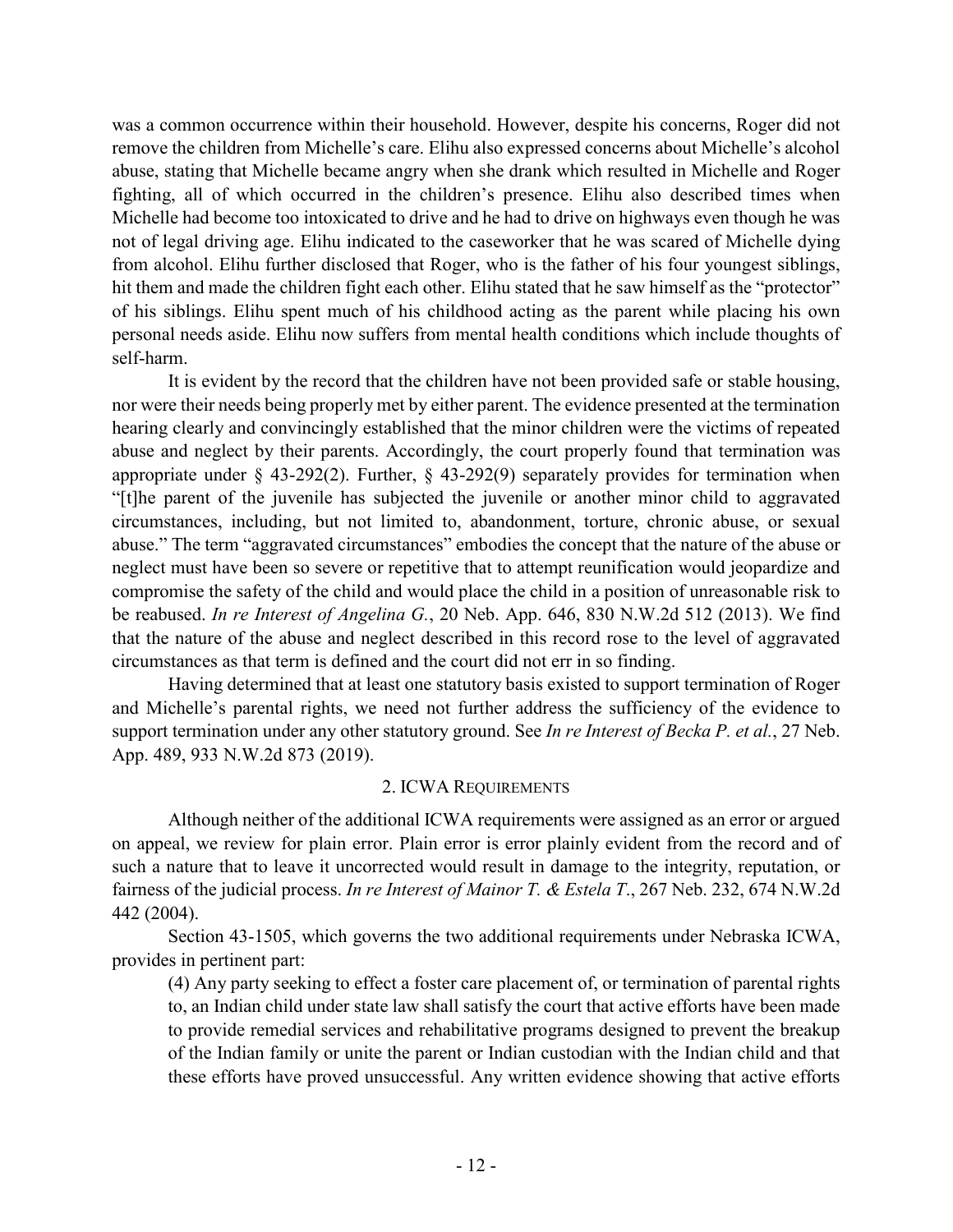was a common occurrence within their household. However, despite his concerns, Roger did not remove the children from Michelle's care. Elihu also expressed concerns about Michelle's alcohol abuse, stating that Michelle became angry when she drank which resulted in Michelle and Roger fighting, all of which occurred in the children's presence. Elihu also described times when Michelle had become too intoxicated to drive and he had to drive on highways even though he was not of legal driving age. Elihu indicated to the caseworker that he was scared of Michelle dying from alcohol. Elihu further disclosed that Roger, who is the father of his four youngest siblings, hit them and made the children fight each other. Elihu stated that he saw himself as the "protector" of his siblings. Elihu spent much of his childhood acting as the parent while placing his own personal needs aside. Elihu now suffers from mental health conditions which include thoughts of self-harm.

It is evident by the record that the children have not been provided safe or stable housing, nor were their needs being properly met by either parent. The evidence presented at the termination hearing clearly and convincingly established that the minor children were the victims of repeated abuse and neglect by their parents. Accordingly, the court properly found that termination was appropriate under § 43-292(2). Further, § 43-292(9) separately provides for termination when "[t]he parent of the juvenile has subjected the juvenile or another minor child to aggravated circumstances, including, but not limited to, abandonment, torture, chronic abuse, or sexual abuse." The term "aggravated circumstances" embodies the concept that the nature of the abuse or neglect must have been so severe or repetitive that to attempt reunification would jeopardize and compromise the safety of the child and would place the child in a position of unreasonable risk to be reabused. *In re Interest of Angelina G.*, 20 Neb. App. 646, 830 N.W.2d 512 (2013). We find that the nature of the abuse and neglect described in this record rose to the level of aggravated circumstances as that term is defined and the court did not err in so finding.

Having determined that at least one statutory basis existed to support termination of Roger and Michelle's parental rights, we need not further address the sufficiency of the evidence to support termination under any other statutory ground. See *In re Interest of Becka P. et al.*, 27 Neb. App. 489, 933 N.W.2d 873 (2019).

## 2. ICWA Requirements

Although neither of the additional ICWA requirements were assigned as an error or argued on appeal, we review for plain error. Plain error is error plainly evident from the record and of such a nature that to leave it uncorrected would result in damage to the integrity, reputation, or fairness of the judicial process. *In re Interest of Mainor T. & Estela T.*, 267 Neb. 232, 674 N.W.2d 442 (2004).

Section 43-1505, which governs the two additional requirements under Nebraska ICWA, provides in pertinent part:

> (4) Any party seeking to effect a foster care placement of, or termination of parental rights to, an Indian child under state law shall satisfy the court that active efforts have been made to provide remedial services and rehabilitative programs designed to prevent the breakup of the Indian family or unite the parent or Indian custodian with the Indian child and that these efforts have proved unsuccessful. Any written evidence showing that active efforts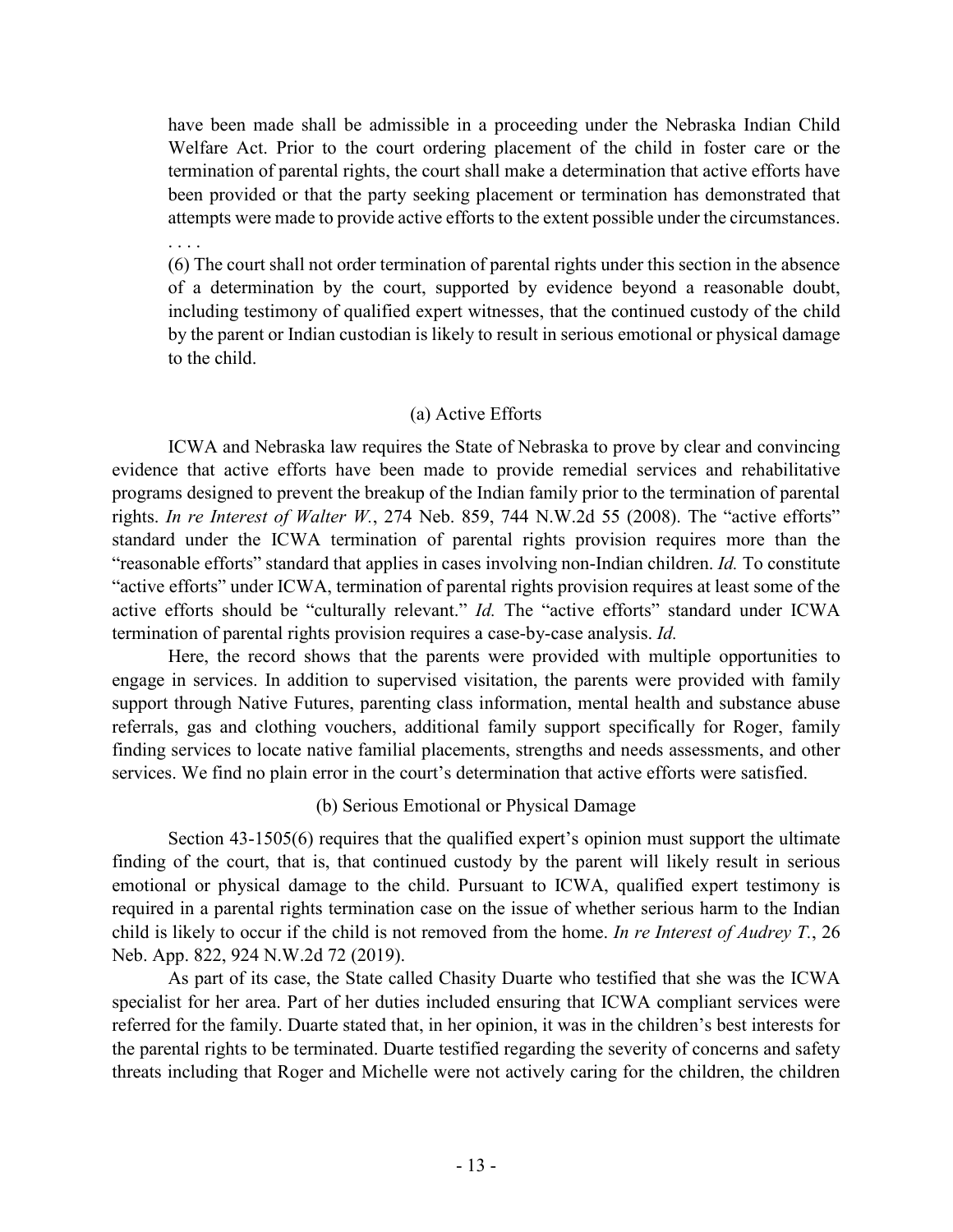> have been made shall be admissible in a proceeding under the Nebraska Indian Child Welfare Act. Prior to the court ordering placement of the child in foster care or the termination of parental rights, the court shall make a determination that active efforts have been provided or that the party seeking placement or termination has demonstrated that attempts were made to provide active efforts to the extent possible under the circumstances.
>
> . . . .
>
> (6) The court shall not order termination of parental rights under this section in the absence of a determination by the court, supported by evidence beyond a reasonable doubt, including testimony of qualified expert witnesses, that the continued custody of the child by the parent or Indian custodian is likely to result in serious emotional or physical damage to the child.

(a) Active Efforts

ICWA and Nebraska law requires the State of Nebraska to prove by clear and convincing evidence that active efforts have been made to provide remedial services and rehabilitative programs designed to prevent the breakup of the Indian family prior to the termination of parental rights. *In re Interest of Walter W.*, 274 Neb. 859, 744 N.W.2d 55 (2008). The "active efforts" standard under the ICWA termination of parental rights provision requires more than the "reasonable efforts" standard that applies in cases involving non-Indian children. *Id.* To constitute "active efforts" under ICWA, termination of parental rights provision requires at least some of the active efforts should be "culturally relevant." *Id.* The "active efforts" standard under ICWA termination of parental rights provision requires a case-by-case analysis. *Id.*

Here, the record shows that the parents were provided with multiple opportunities to engage in services. In addition to supervised visitation, the parents were provided with family support through Native Futures, parenting class information, mental health and substance abuse referrals, gas and clothing vouchers, additional family support specifically for Roger, family finding services to locate native familial placements, strengths and needs assessments, and other services. We find no plain error in the court's determination that active efforts were satisfied.

(b) Serious Emotional or Physical Damage

Section 43-1505(6) requires that the qualified expert's opinion must support the ultimate finding of the court, that is, that continued custody by the parent will likely result in serious emotional or physical damage to the child. Pursuant to ICWA, qualified expert testimony is required in a parental rights termination case on the issue of whether serious harm to the Indian child is likely to occur if the child is not removed from the home. *In re Interest of Audrey T.*, 26 Neb. App. 822, 924 N.W.2d 72 (2019).

As part of its case, the State called Chasity Duarte who testified that she was the ICWA specialist for her area. Part of her duties included ensuring that ICWA compliant services were referred for the family. Duarte stated that, in her opinion, it was in the children's best interests for the parental rights to be terminated. Duarte testified regarding the severity of concerns and safety threats including that Roger and Michelle were not actively caring for the children, the children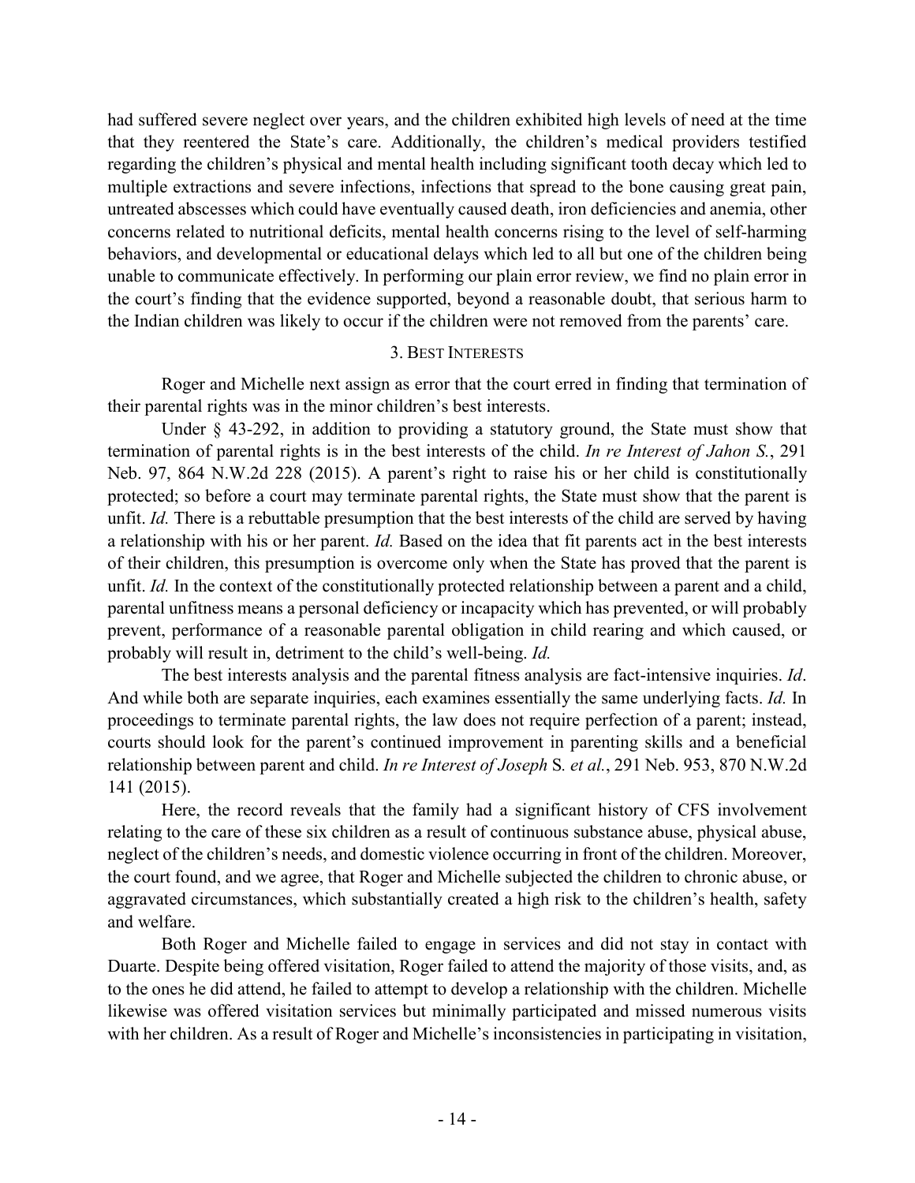had suffered severe neglect over years, and the children exhibited high levels of need at the time that they reentered the State's care. Additionally, the children's medical providers testified regarding the children's physical and mental health including significant tooth decay which led to multiple extractions and severe infections, infections that spread to the bone causing great pain, untreated abscesses which could have eventually caused death, iron deficiencies and anemia, other concerns related to nutritional deficits, mental health concerns rising to the level of self-harming behaviors, and developmental or educational delays which led to all but one of the children being unable to communicate effectively. In performing our plain error review, we find no plain error in the court's finding that the evidence supported, beyond a reasonable doubt, that serious harm to the Indian children was likely to occur if the children were not removed from the parents' care.

### 3. Best Interests

Roger and Michelle next assign as error that the court erred in finding that termination of their parental rights was in the minor children's best interests.

Under § 43-292, in addition to providing a statutory ground, the State must show that termination of parental rights is in the best interests of the child. *In re Interest of Jahon S.*, 291 Neb. 97, 864 N.W.2d 228 (2015). A parent's right to raise his or her child is constitutionally protected; so before a court may terminate parental rights, the State must show that the parent is unfit. *Id.* There is a rebuttable presumption that the best interests of the child are served by having a relationship with his or her parent. *Id.* Based on the idea that fit parents act in the best interests of their children, this presumption is overcome only when the State has proved that the parent is unfit. *Id.* In the context of the constitutionally protected relationship between a parent and a child, parental unfitness means a personal deficiency or incapacity which has prevented, or will probably prevent, performance of a reasonable parental obligation in child rearing and which caused, or probably will result in, detriment to the child's well-being. *Id.*

The best interests analysis and the parental fitness analysis are fact-intensive inquiries. *Id*. And while both are separate inquiries, each examines essentially the same underlying facts. *Id.* In proceedings to terminate parental rights, the law does not require perfection of a parent; instead, courts should look for the parent's continued improvement in parenting skills and a beneficial relationship between parent and child. *In re Interest of Joseph S. et al.*, 291 Neb. 953, 870 N.W.2d 141 (2015).

Here, the record reveals that the family had a significant history of CFS involvement relating to the care of these six children as a result of continuous substance abuse, physical abuse, neglect of the children's needs, and domestic violence occurring in front of the children. Moreover, the court found, and we agree, that Roger and Michelle subjected the children to chronic abuse, or aggravated circumstances, which substantially created a high risk to the children's health, safety and welfare.

Both Roger and Michelle failed to engage in services and did not stay in contact with Duarte. Despite being offered visitation, Roger failed to attend the majority of those visits, and, as to the ones he did attend, he failed to attempt to develop a relationship with the children. Michelle likewise was offered visitation services but minimally participated and missed numerous visits with her children. As a result of Roger and Michelle's inconsistencies in participating in visitation,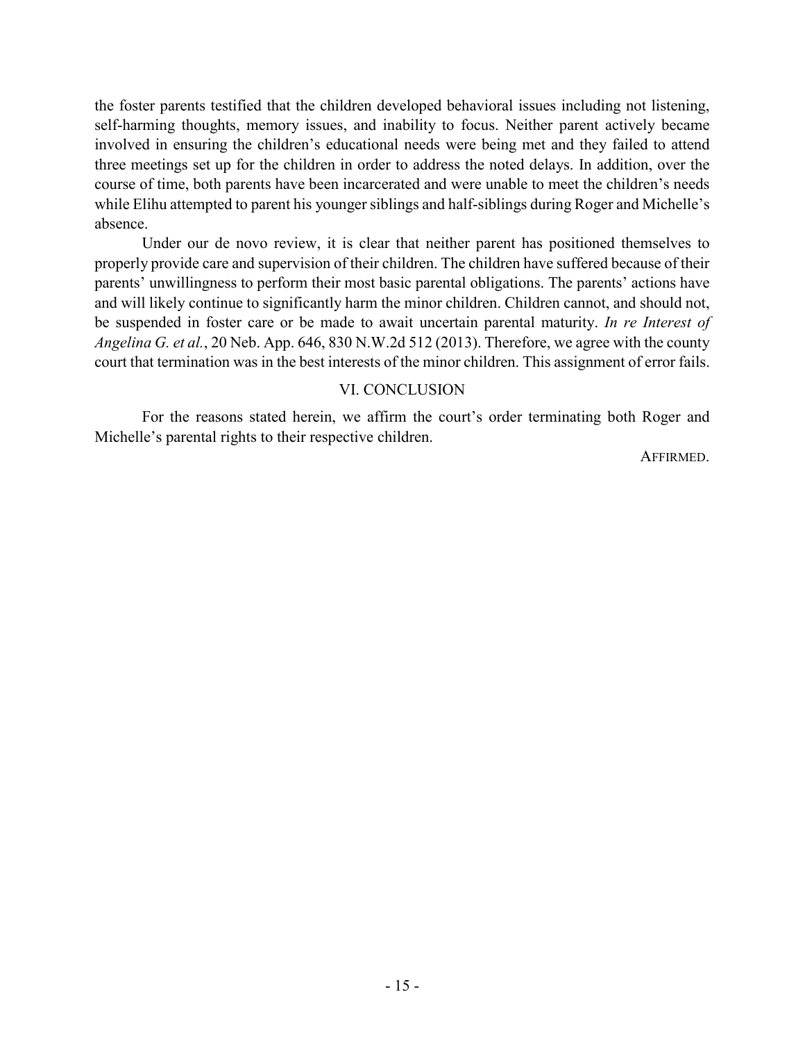the foster parents testified that the children developed behavioral issues including not listening, self-harming thoughts, memory issues, and inability to focus. Neither parent actively became involved in ensuring the children's educational needs were being met and they failed to attend three meetings set up for the children in order to address the noted delays. In addition, over the course of time, both parents have been incarcerated and were unable to meet the children's needs while Elihu attempted to parent his younger siblings and half-siblings during Roger and Michelle's absence.

Under our de novo review, it is clear that neither parent has positioned themselves to properly provide care and supervision of their children. The children have suffered because of their parents' unwillingness to perform their most basic parental obligations. The parents' actions have and will likely continue to significantly harm the minor children. Children cannot, and should not, be suspended in foster care or be made to await uncertain parental maturity. *In re Interest of Angelina G. et al.*, 20 Neb. App. 646, 830 N.W.2d 512 (2013). Therefore, we agree with the county court that termination was in the best interests of the minor children. This assignment of error fails.

## VI. CONCLUSION

For the reasons stated herein, we affirm the court's order terminating both Roger and Michelle's parental rights to their respective children.

AFFIRMED.